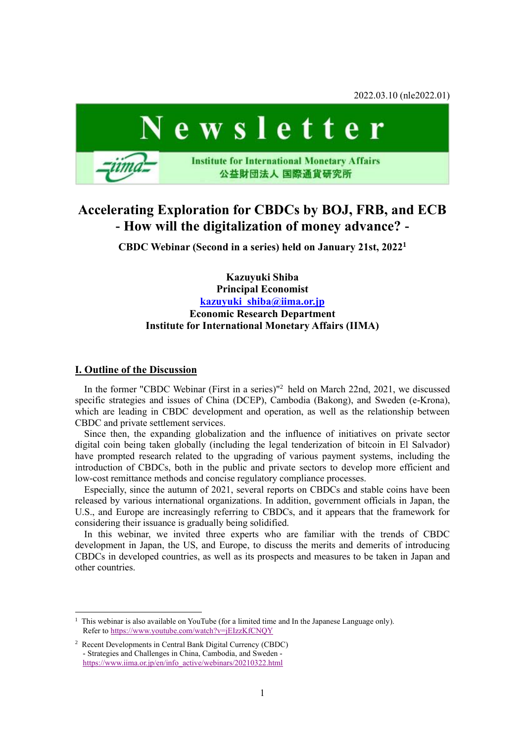2022.03.10 (nle2022.01)

**Newsletter**

Institute for International Monetary Affairs
公益財団法人 国際通貨研究所

# Accelerating Exploration for CBDCs by BOJ, FRB, and ECB - How will the digitalization of money advance? -

**CBDC Webinar (Second in a series) held on January 21st, 2022[1]**

**Kazuyuki Shiba**
**Principal Economist**
**kazuyuki_shiba@iima.or.jp**
**Economic Research Department**
**Institute for International Monetary Affairs (IIMA)**

## I. Outline of the Discussion

In the former "CBDC Webinar (First in a series)"[2] held on March 22nd, 2021, we discussed specific strategies and issues of China (DCEP), Cambodia (Bakong), and Sweden (e-Krona), which are leading in CBDC development and operation, as well as the relationship between CBDC and private settlement services.

Since then, the expanding globalization and the influence of initiatives on private sector digital coin being taken globally (including the legal tenderization of bitcoin in El Salvador) have prompted research related to the upgrading of various payment systems, including the introduction of CBDCs, both in the public and private sectors to develop more efficient and low-cost remittance methods and concise regulatory compliance processes.

Especially, since the autumn of 2021, several reports on CBDCs and stable coins have been released by various international organizations. In addition, government officials in Japan, the U.S., and Europe are increasingly referring to CBDCs, and it appears that the framework for considering their issuance is gradually being solidified.

In this webinar, we invited three experts who are familiar with the trends of CBDC development in Japan, the US, and Europe, to discuss the merits and demerits of introducing CBDCs in developed countries, as well as its prospects and measures to be taken in Japan and other countries.

---

[1] This webinar is also available on YouTube (for a limited time and In the Japanese Language only). Refer to https://www.youtube.com/watch?v=jEIzzKfCNQY

[2] Recent Developments in Central Bank Digital Currency (CBDC) - Strategies and Challenges in China, Cambodia, and Sweden - https://www.iima.or.jp/en/info_active/webinars/20210322.html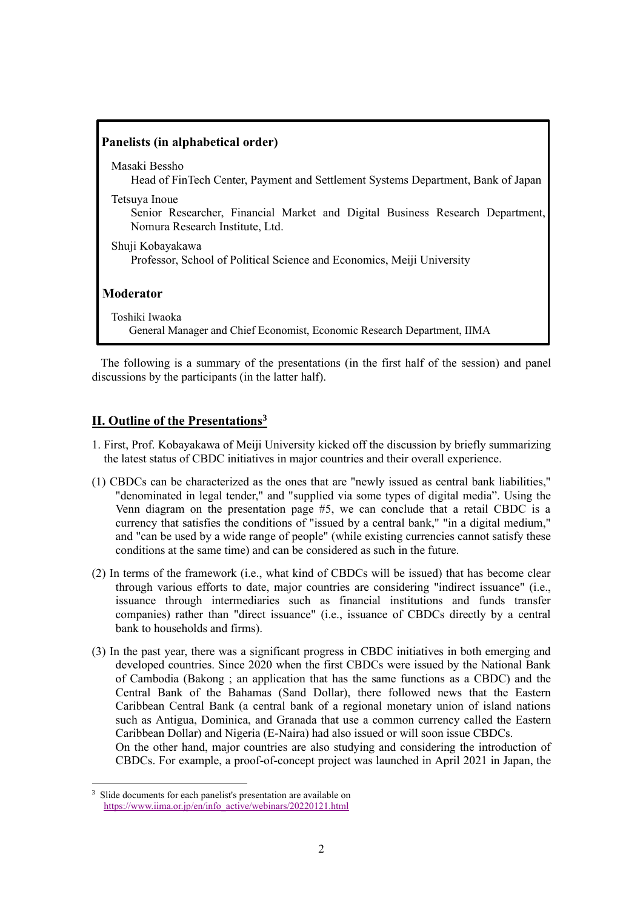**Panelists (in alphabetical order)**

Masaki Bessho
Head of FinTech Center, Payment and Settlement Systems Department, Bank of Japan

Tetsuya Inoue
Senior Researcher, Financial Market and Digital Business Research Department, Nomura Research Institute, Ltd.

Shuji Kobayakawa
Professor, School of Political Science and Economics, Meiji University

**Moderator**

Toshiki Iwaoka
General Manager and Chief Economist, Economic Research Department, IIMA

The following is a summary of the presentations (in the first half of the session) and panel discussions by the participants (in the latter half).

## II. Outline of the Presentations[3]

1. First, Prof. Kobayakawa of Meiji University kicked off the discussion by briefly summarizing the latest status of CBDC initiatives in major countries and their overall experience.

(1) CBDCs can be characterized as the ones that are "newly issued as central bank liabilities," "denominated in legal tender," and "supplied via some types of digital media". Using the Venn diagram on the presentation page #5, we can conclude that a retail CBDC is a currency that satisfies the conditions of "issued by a central bank," "in a digital medium," and "can be used by a wide range of people" (while existing currencies cannot satisfy these conditions at the same time) and can be considered as such in the future.

(2) In terms of the framework (i.e., what kind of CBDCs will be issued) that has become clear through various efforts to date, major countries are considering "indirect issuance" (i.e., issuance through intermediaries such as financial institutions and funds transfer companies) rather than "direct issuance" (i.e., issuance of CBDCs directly by a central bank to households and firms).

(3) In the past year, there was a significant progress in CBDC initiatives in both emerging and developed countries. Since 2020 when the first CBDCs were issued by the National Bank of Cambodia (Bakong ; an application that has the same functions as a CBDC) and the Central Bank of the Bahamas (Sand Dollar), there followed news that the Eastern Caribbean Central Bank (a central bank of a regional monetary union of island nations such as Antigua, Dominica, and Granada that use a common currency called the Eastern Caribbean Dollar) and Nigeria (E-Naira) had also issued or will soon issue CBDCs.
On the other hand, major countries are also studying and considering the introduction of CBDCs. For example, a proof-of-concept project was launched in April 2021 in Japan, the

[3] Slide documents for each panelist's presentation are available on https://www.iima.or.jp/en/info_active/webinars/20220121.html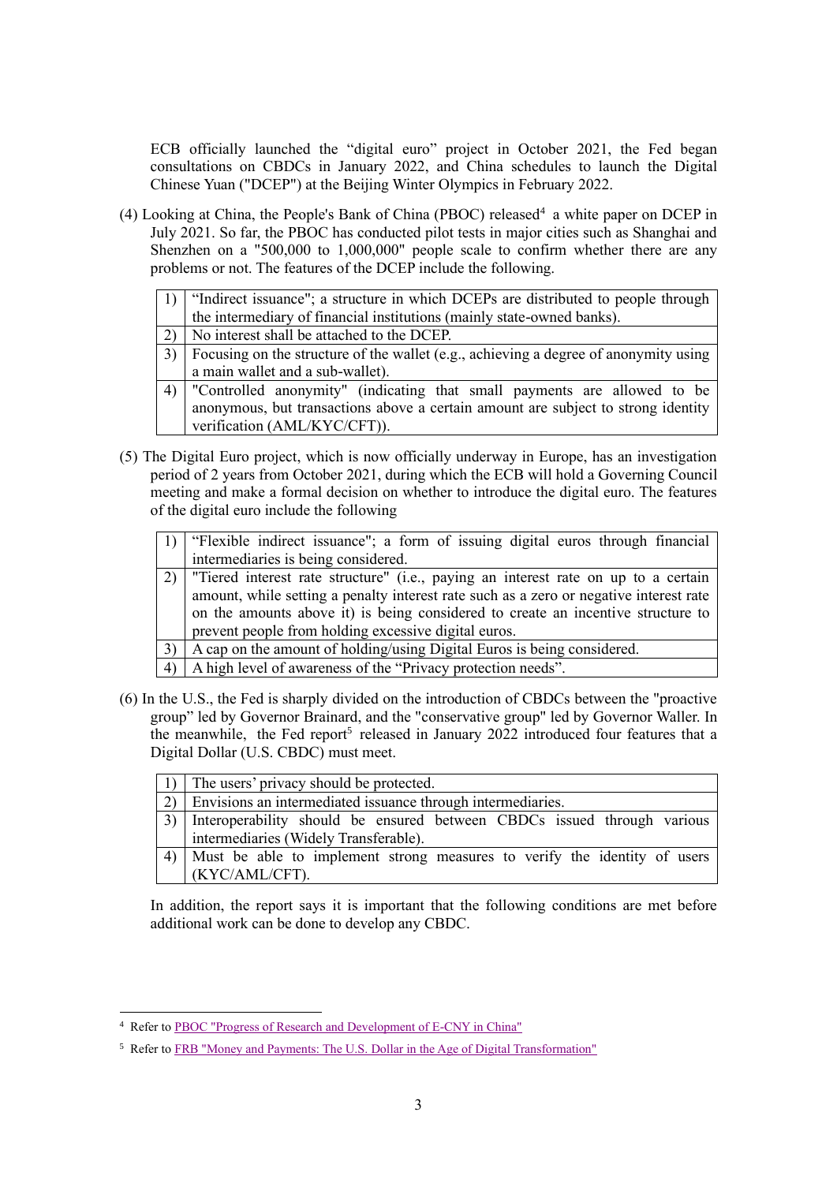ECB officially launched the "digital euro" project in October 2021, the Fed began consultations on CBDCs in January 2022, and China schedules to launch the Digital Chinese Yuan ("DCEP") at the Beijing Winter Olympics in February 2022.

(4) Looking at China, the People's Bank of China (PBOC) released[4] a white paper on DCEP in July 2021. So far, the PBOC has conducted pilot tests in major cities such as Shanghai and Shenzhen on a "500,000 to 1,000,000" people scale to confirm whether there are any problems or not. The features of the DCEP include the following.

| | |
|---|---|
| 1) | "Indirect issuance"; a structure in which DCEPs are distributed to people through the intermediary of financial institutions (mainly state-owned banks). |
| 2) | No interest shall be attached to the DCEP. |
| 3) | Focusing on the structure of the wallet (e.g., achieving a degree of anonymity using a main wallet and a sub-wallet). |
| 4) | "Controlled anonymity" (indicating that small payments are allowed to be anonymous, but transactions above a certain amount are subject to strong identity verification (AML/KYC/CFT)). |

(5) The Digital Euro project, which is now officially underway in Europe, has an investigation period of 2 years from October 2021, during which the ECB will hold a Governing Council meeting and make a formal decision on whether to introduce the digital euro. The features of the digital euro include the following

| | |
|---|---|
| 1) | "Flexible indirect issuance"; a form of issuing digital euros through financial intermediaries is being considered. |
| 2) | "Tiered interest rate structure" (i.e., paying an interest rate on up to a certain amount, while setting a penalty interest rate such as a zero or negative interest rate on the amounts above it) is being considered to create an incentive structure to prevent people from holding excessive digital euros. |
| 3) | A cap on the amount of holding/using Digital Euros is being considered. |
| 4) | A high level of awareness of the "Privacy protection needs". |

(6) In the U.S., the Fed is sharply divided on the introduction of CBDCs between the "proactive group" led by Governor Brainard, and the "conservative group" led by Governor Waller. In the meanwhile, the Fed report[5] released in January 2022 introduced four features that a Digital Dollar (U.S. CBDC) must meet.

| | |
|---|---|
| 1) | The users' privacy should be protected. |
| 2) | Envisions an intermediated issuance through intermediaries. |
| 3) | Interoperability should be ensured between CBDCs issued through various intermediaries (Widely Transferable). |
| 4) | Must be able to implement strong measures to verify the identity of users (KYC/AML/CFT). |

In addition, the report says it is important that the following conditions are met before additional work can be done to develop any CBDC.

[4] Refer to PBOC "Progress of Research and Development of E-CNY in China"

[5] Refer to FRB "Money and Payments: The U.S. Dollar in the Age of Digital Transformation"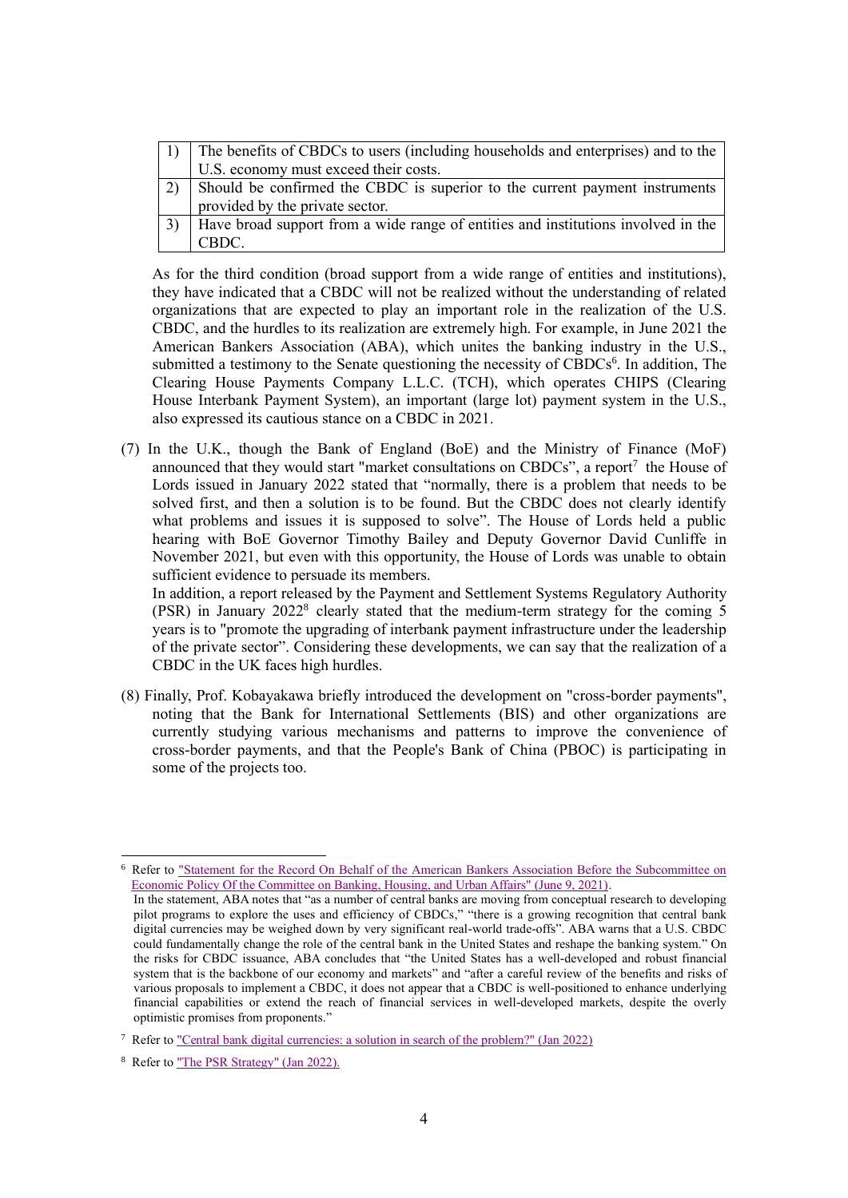| 1) | The benefits of CBDCs to users (including households and enterprises) and to the U.S. economy must exceed their costs. |
|---|---|
| 2) | Should be confirmed the CBDC is superior to the current payment instruments provided by the private sector. |
| 3) | Have broad support from a wide range of entities and institutions involved in the CBDC. |

As for the third condition (broad support from a wide range of entities and institutions), they have indicated that a CBDC will not be realized without the understanding of related organizations that are expected to play an important role in the realization of the U.S. CBDC, and the hurdles to its realization are extremely high. For example, in June 2021 the American Bankers Association (ABA), which unites the banking industry in the U.S., submitted a testimony to the Senate questioning the necessity of CBDCs[6]. In addition, The Clearing House Payments Company L.L.C. (TCH), which operates CHIPS (Clearing House Interbank Payment System), an important (large lot) payment system in the U.S., also expressed its cautious stance on a CBDC in 2021.

(7) In the U.K., though the Bank of England (BoE) and the Ministry of Finance (MoF) announced that they would start "market consultations on CBDCs", a report[7] the House of Lords issued in January 2022 stated that "normally, there is a problem that needs to be solved first, and then a solution is to be found. But the CBDC does not clearly identify what problems and issues it is supposed to solve". The House of Lords held a public hearing with BoE Governor Timothy Bailey and Deputy Governor David Cunliffe in November 2021, but even with this opportunity, the House of Lords was unable to obtain sufficient evidence to persuade its members.

In addition, a report released by the Payment and Settlement Systems Regulatory Authority (PSR) in January 2022[8] clearly stated that the medium-term strategy for the coming 5 years is to "promote the upgrading of interbank payment infrastructure under the leadership of the private sector". Considering these developments, we can say that the realization of a CBDC in the UK faces high hurdles.

(8) Finally, Prof. Kobayakawa briefly introduced the development on "cross-border payments", noting that the Bank for International Settlements (BIS) and other organizations are currently studying various mechanisms and patterns to improve the convenience of cross-border payments, and that the People's Bank of China (PBOC) is participating in some of the projects too.

---

[6] Refer to "Statement for the Record On Behalf of the American Bankers Association Before the Subcommittee on Economic Policy Of the Committee on Banking, Housing, and Urban Affairs" (June 9, 2021).
In the statement, ABA notes that "as a number of central banks are moving from conceptual research to developing pilot programs to explore the uses and efficiency of CBDCs," "there is a growing recognition that central bank digital currencies may be weighed down by very significant real-world trade-offs". ABA warns that a U.S. CBDC could fundamentally change the role of the central bank in the United States and reshape the banking system." On the risks for CBDC issuance, ABA concludes that "the United States has a well-developed and robust financial system that is the backbone of our economy and markets" and "after a careful review of the benefits and risks of various proposals to implement a CBDC, it does not appear that a CBDC is well-positioned to enhance underlying financial capabilities or extend the reach of financial services in well-developed markets, despite the overly optimistic promises from proponents."

[7] Refer to "Central bank digital currencies: a solution in search of the problem?" (Jan 2022)

[8] Refer to "The PSR Strategy" (Jan 2022).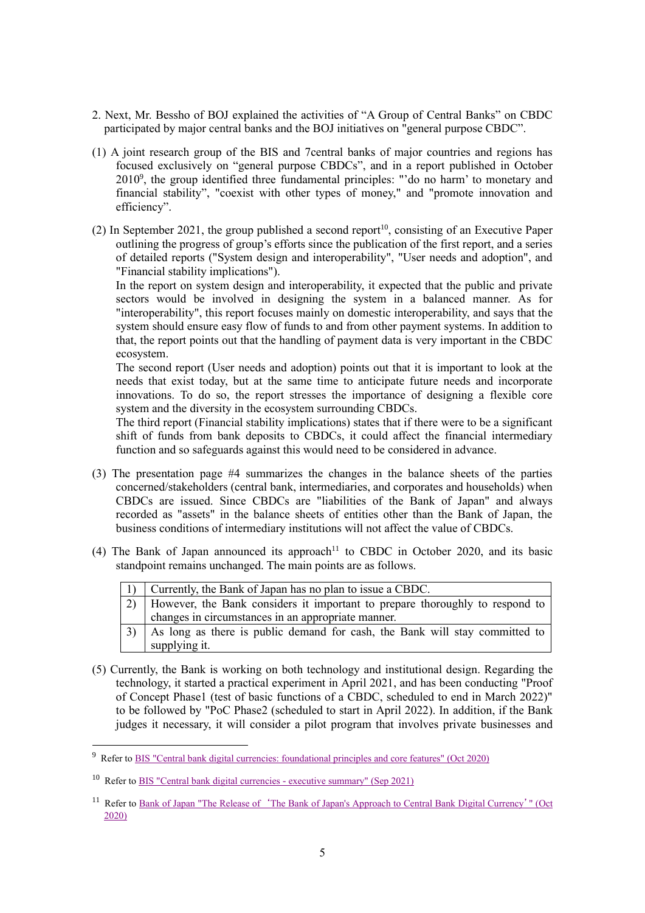2. Next, Mr. Bessho of BOJ explained the activities of "A Group of Central Banks" on CBDC participated by major central banks and the BOJ initiatives on "general purpose CBDC".

(1) A joint research group of the BIS and 7central banks of major countries and regions has focused exclusively on "general purpose CBDCs", and in a report published in October 2010[9], the group identified three fundamental principles: "'do no harm' to monetary and financial stability", "coexist with other types of money," and "promote innovation and efficiency".

(2) In September 2021, the group published a second report[10], consisting of an Executive Paper outlining the progress of group's efforts since the publication of the first report, and a series of detailed reports ("System design and interoperability", "User needs and adoption", and "Financial stability implications").
In the report on system design and interoperability, it expected that the public and private sectors would be involved in designing the system in a balanced manner. As for "interoperability", this report focuses mainly on domestic interoperability, and says that the system should ensure easy flow of funds to and from other payment systems. In addition to that, the report points out that the handling of payment data is very important in the CBDC ecosystem.
The second report (User needs and adoption) points out that it is important to look at the needs that exist today, but at the same time to anticipate future needs and incorporate innovations. To do so, the report stresses the importance of designing a flexible core system and the diversity in the ecosystem surrounding CBDCs.
The third report (Financial stability implications) states that if there were to be a significant shift of funds from bank deposits to CBDCs, it could affect the financial intermediary function and so safeguards against this would need to be considered in advance.

(3) The presentation page #4 summarizes the changes in the balance sheets of the parties concerned/stakeholders (central bank, intermediaries, and corporates and households) when CBDCs are issued. Since CBDCs are "liabilities of the Bank of Japan" and always recorded as "assets" in the balance sheets of entities other than the Bank of Japan, the business conditions of intermediary institutions will not affect the value of CBDCs.

(4) The Bank of Japan announced its approach[11] to CBDC in October 2020, and its basic standpoint remains unchanged. The main points are as follows.

| | |
|---|---|
| 1) | Currently, the Bank of Japan has no plan to issue a CBDC. |
| 2) | However, the Bank considers it important to prepare thoroughly to respond to changes in circumstances in an appropriate manner. |
| 3) | As long as there is public demand for cash, the Bank will stay committed to supplying it. |

(5) Currently, the Bank is working on both technology and institutional design. Regarding the technology, it started a practical experiment in April 2021, and has been conducting "Proof of Concept Phase1 (test of basic functions of a CBDC, scheduled to end in March 2022)" to be followed by "PoC Phase2 (scheduled to start in April 2022). In addition, if the Bank judges it necessary, it will consider a pilot program that involves private businesses and

---

[9] Refer to BIS "Central bank digital currencies: foundational principles and core features" (Oct 2020)

[10] Refer to BIS "Central bank digital currencies - executive summary" (Sep 2021)

[11] Refer to Bank of Japan "The Release of 'The Bank of Japan's Approach to Central Bank Digital Currency'" (Oct 2020)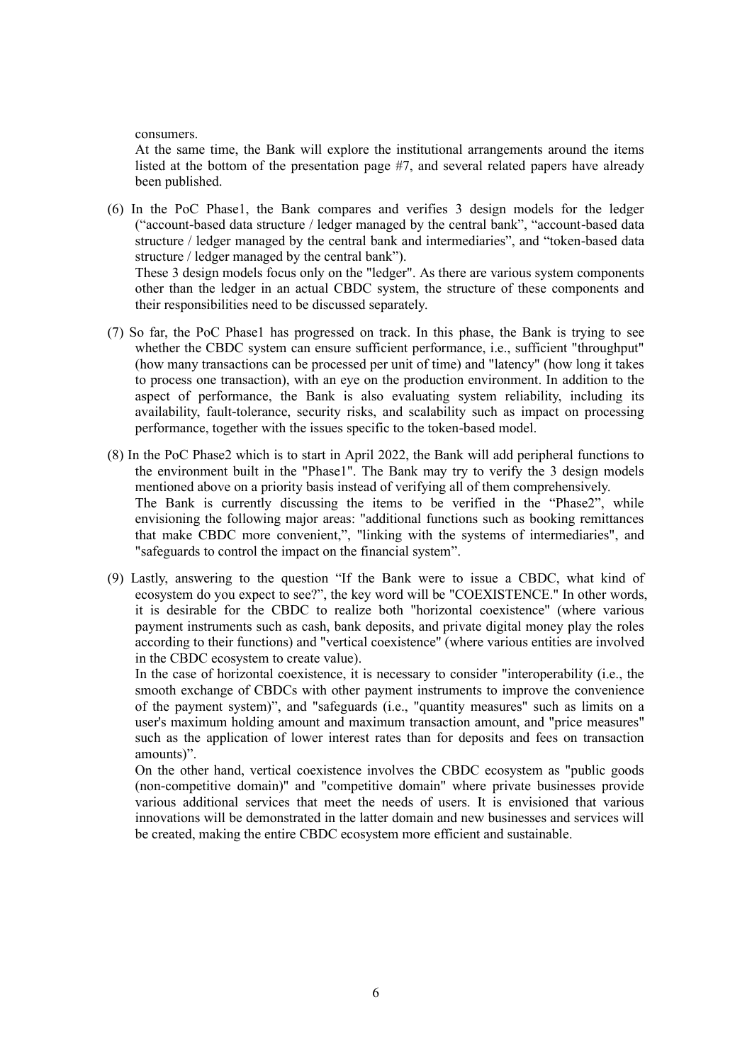consumers.

At the same time, the Bank will explore the institutional arrangements around the items listed at the bottom of the presentation page #7, and several related papers have already been published.

(6) In the PoC Phase1, the Bank compares and verifies 3 design models for the ledger ("account-based data structure / ledger managed by the central bank", "account-based data structure / ledger managed by the central bank and intermediaries", and "token-based data structure / ledger managed by the central bank").

These 3 design models focus only on the "ledger". As there are various system components other than the ledger in an actual CBDC system, the structure of these components and their responsibilities need to be discussed separately.

(7) So far, the PoC Phase1 has progressed on track. In this phase, the Bank is trying to see whether the CBDC system can ensure sufficient performance, i.e., sufficient "throughput" (how many transactions can be processed per unit of time) and "latency" (how long it takes to process one transaction), with an eye on the production environment. In addition to the aspect of performance, the Bank is also evaluating system reliability, including its availability, fault-tolerance, security risks, and scalability such as impact on processing performance, together with the issues specific to the token-based model.

(8) In the PoC Phase2 which is to start in April 2022, the Bank will add peripheral functions to the environment built in the "Phase1". The Bank may try to verify the 3 design models mentioned above on a priority basis instead of verifying all of them comprehensively.

The Bank is currently discussing the items to be verified in the "Phase2", while envisioning the following major areas: "additional functions such as booking remittances that make CBDC more convenient,", "linking with the systems of intermediaries", and "safeguards to control the impact on the financial system".

(9) Lastly, answering to the question "If the Bank were to issue a CBDC, what kind of ecosystem do you expect to see?", the key word will be "COEXISTENCE." In other words, it is desirable for the CBDC to realize both "horizontal coexistence" (where various payment instruments such as cash, bank deposits, and private digital money play the roles according to their functions) and "vertical coexistence" (where various entities are involved in the CBDC ecosystem to create value).

In the case of horizontal coexistence, it is necessary to consider "interoperability (i.e., the smooth exchange of CBDCs with other payment instruments to improve the convenience of the payment system)", and "safeguards (i.e., "quantity measures" such as limits on a user's maximum holding amount and maximum transaction amount, and "price measures" such as the application of lower interest rates than for deposits and fees on transaction amounts)".

On the other hand, vertical coexistence involves the CBDC ecosystem as "public goods (non-competitive domain)" and "competitive domain" where private businesses provide various additional services that meet the needs of users. It is envisioned that various innovations will be demonstrated in the latter domain and new businesses and services will be created, making the entire CBDC ecosystem more efficient and sustainable.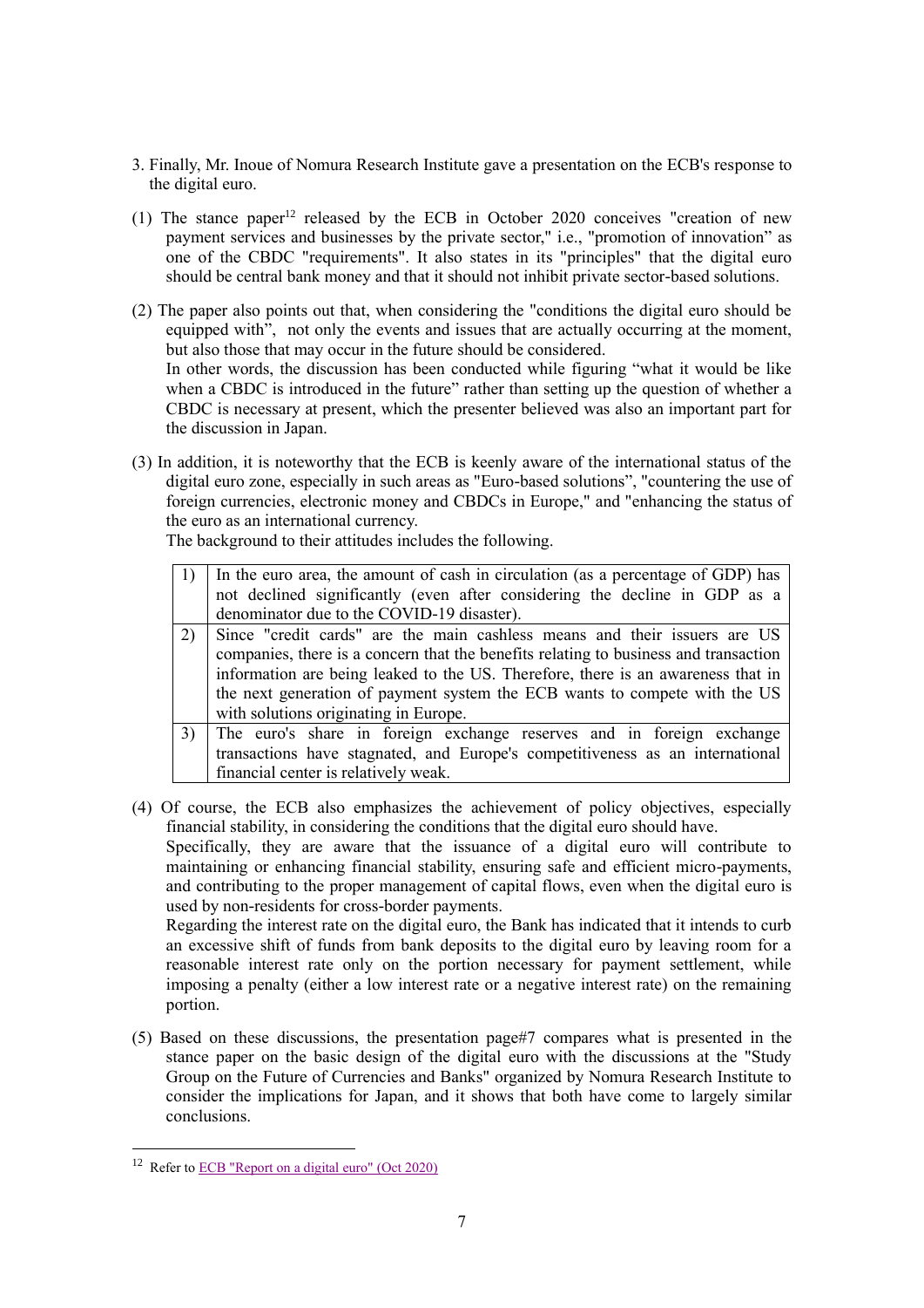3. Finally, Mr. Inoue of Nomura Research Institute gave a presentation on the ECB's response to the digital euro.

(1) The stance paper[12] released by the ECB in October 2020 conceives "creation of new payment services and businesses by the private sector," i.e., "promotion of innovation" as one of the CBDC "requirements". It also states in its "principles" that the digital euro should be central bank money and that it should not inhibit private sector-based solutions.

(2) The paper also points out that, when considering the "conditions the digital euro should be equipped with", not only the events and issues that are actually occurring at the moment, but also those that may occur in the future should be considered.
In other words, the discussion has been conducted while figuring "what it would be like when a CBDC is introduced in the future" rather than setting up the question of whether a CBDC is necessary at present, which the presenter believed was also an important part for the discussion in Japan.

(3) In addition, it is noteworthy that the ECB is keenly aware of the international status of the digital euro zone, especially in such areas as "Euro-based solutions", "countering the use of foreign currencies, electronic money and CBDCs in Europe," and "enhancing the status of the euro as an international currency.
The background to their attitudes includes the following.

| | |
|---|---|
| 1) | In the euro area, the amount of cash in circulation (as a percentage of GDP) has not declined significantly (even after considering the decline in GDP as a denominator due to the COVID-19 disaster). |
| 2) | Since "credit cards" are the main cashless means and their issuers are US companies, there is a concern that the benefits relating to business and transaction information are being leaked to the US. Therefore, there is an awareness that in the next generation of payment system the ECB wants to compete with the US with solutions originating in Europe. |
| 3) | The euro's share in foreign exchange reserves and in foreign exchange transactions have stagnated, and Europe's competitiveness as an international financial center is relatively weak. |

(4) Of course, the ECB also emphasizes the achievement of policy objectives, especially financial stability, in considering the conditions that the digital euro should have.
Specifically, they are aware that the issuance of a digital euro will contribute to maintaining or enhancing financial stability, ensuring safe and efficient micro-payments, and contributing to the proper management of capital flows, even when the digital euro is used by non-residents for cross-border payments.
Regarding the interest rate on the digital euro, the Bank has indicated that it intends to curb an excessive shift of funds from bank deposits to the digital euro by leaving room for a reasonable interest rate only on the portion necessary for payment settlement, while imposing a penalty (either a low interest rate or a negative interest rate) on the remaining portion.

(5) Based on these discussions, the presentation page#7 compares what is presented in the stance paper on the basic design of the digital euro with the discussions at the "Study Group on the Future of Currencies and Banks" organized by Nomura Research Institute to consider the implications for Japan, and it shows that both have come to largely similar conclusions.

---

[12] Refer to ECB "Report on a digital euro" (Oct 2020)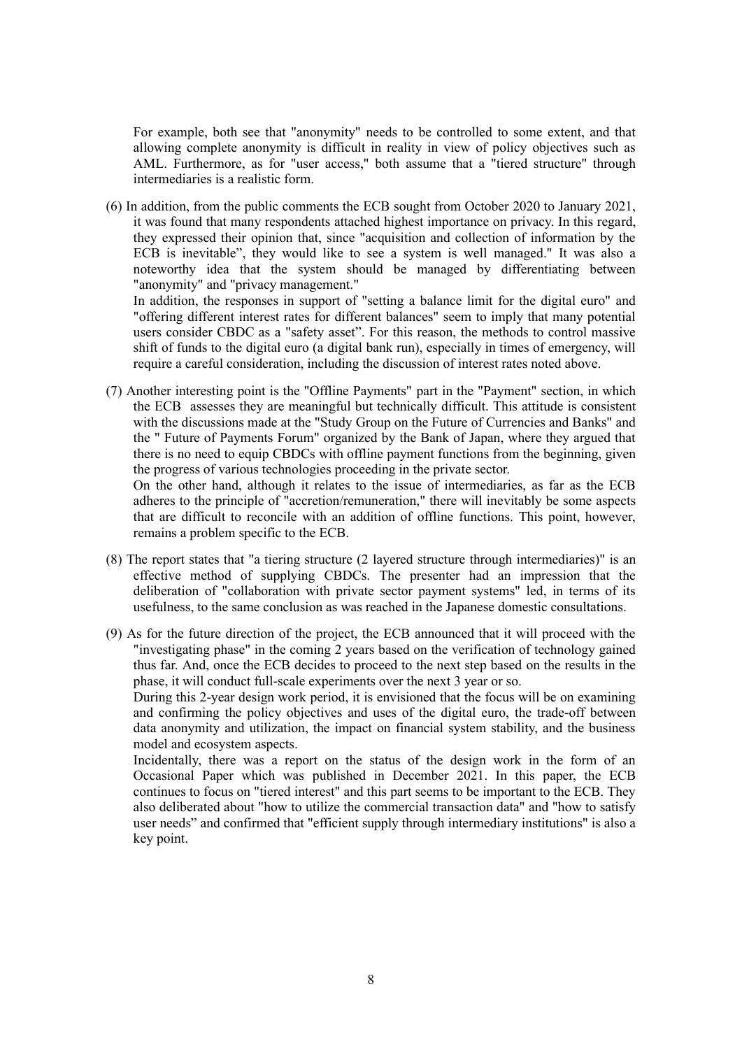For example, both see that "anonymity" needs to be controlled to some extent, and that allowing complete anonymity is difficult in reality in view of policy objectives such as AML. Furthermore, as for "user access," both assume that a "tiered structure" through intermediaries is a realistic form.

(6) In addition, from the public comments the ECB sought from October 2020 to January 2021, it was found that many respondents attached highest importance on privacy. In this regard, they expressed their opinion that, since "acquisition and collection of information by the ECB is inevitable", they would like to see a system is well managed." It was also a noteworthy idea that the system should be managed by differentiating between "anonymity" and "privacy management."

In addition, the responses in support of "setting a balance limit for the digital euro" and "offering different interest rates for different balances" seem to imply that many potential users consider CBDC as a "safety asset". For this reason, the methods to control massive shift of funds to the digital euro (a digital bank run), especially in times of emergency, will require a careful consideration, including the discussion of interest rates noted above.

(7) Another interesting point is the "Offline Payments" part in the "Payment" section, in which the ECB assesses they are meaningful but technically difficult. This attitude is consistent with the discussions made at the "Study Group on the Future of Currencies and Banks" and the " Future of Payments Forum" organized by the Bank of Japan, where they argued that there is no need to equip CBDCs with offline payment functions from the beginning, given the progress of various technologies proceeding in the private sector.

On the other hand, although it relates to the issue of intermediaries, as far as the ECB adheres to the principle of "accretion/remuneration," there will inevitably be some aspects that are difficult to reconcile with an addition of offline functions. This point, however, remains a problem specific to the ECB.

(8) The report states that "a tiering structure (2 layered structure through intermediaries)" is an effective method of supplying CBDCs. The presenter had an impression that the deliberation of "collaboration with private sector payment systems" led, in terms of its usefulness, to the same conclusion as was reached in the Japanese domestic consultations.

(9) As for the future direction of the project, the ECB announced that it will proceed with the "investigating phase" in the coming 2 years based on the verification of technology gained thus far. And, once the ECB decides to proceed to the next step based on the results in the phase, it will conduct full-scale experiments over the next 3 year or so.

During this 2-year design work period, it is envisioned that the focus will be on examining and confirming the policy objectives and uses of the digital euro, the trade-off between data anonymity and utilization, the impact on financial system stability, and the business model and ecosystem aspects.

Incidentally, there was a report on the status of the design work in the form of an Occasional Paper which was published in December 2021. In this paper, the ECB continues to focus on "tiered interest" and this part seems to be important to the ECB. They also deliberated about "how to utilize the commercial transaction data" and "how to satisfy user needs" and confirmed that "efficient supply through intermediary institutions" is also a key point.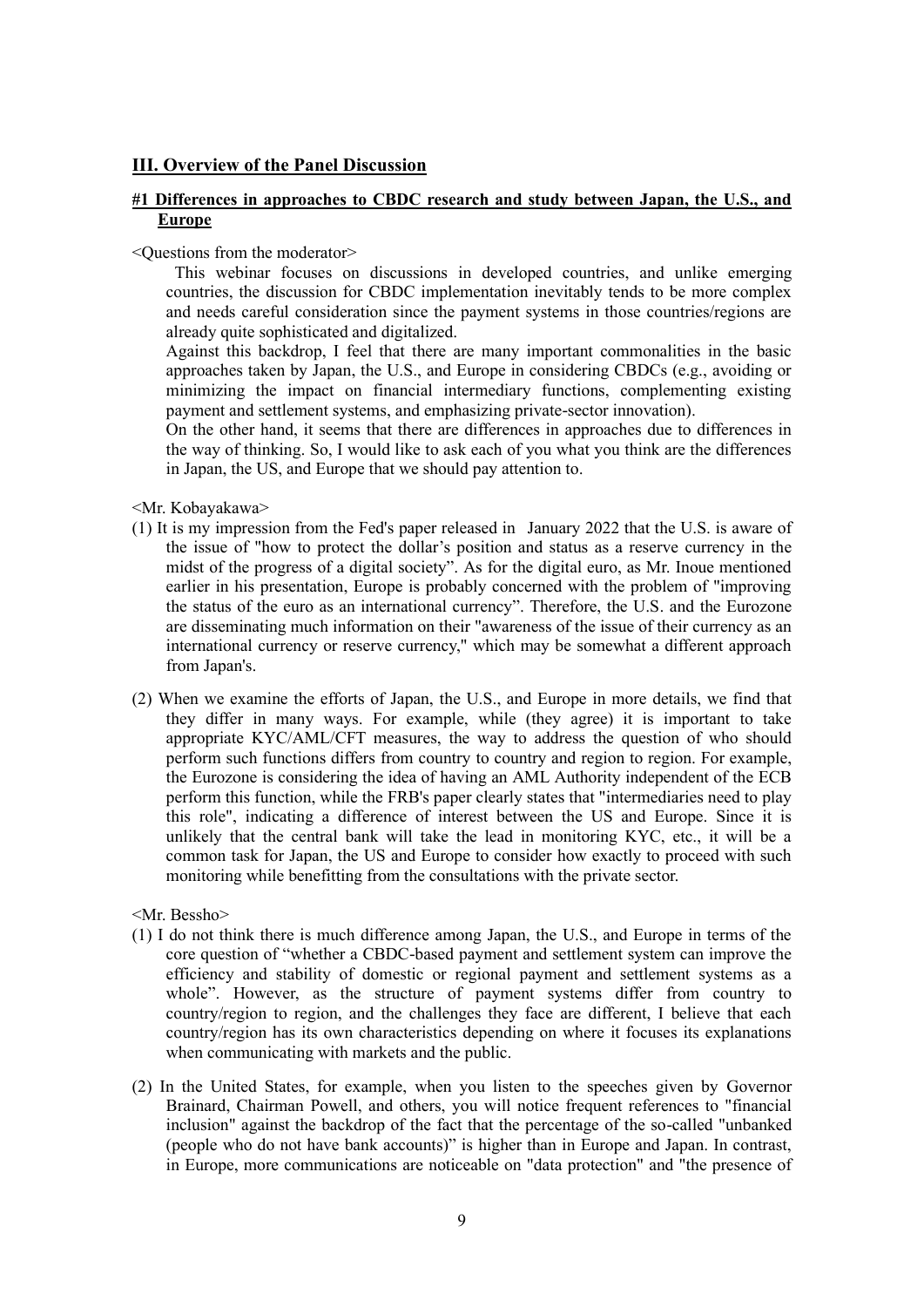## III. Overview of the Panel Discussion

### #1 Differences in approaches to CBDC research and study between Japan, the U.S., and Europe

<Questions from the moderator>

This webinar focuses on discussions in developed countries, and unlike emerging countries, the discussion for CBDC implementation inevitably tends to be more complex and needs careful consideration since the payment systems in those countries/regions are already quite sophisticated and digitalized.

Against this backdrop, I feel that there are many important commonalities in the basic approaches taken by Japan, the U.S., and Europe in considering CBDCs (e.g., avoiding or minimizing the impact on financial intermediary functions, complementing existing payment and settlement systems, and emphasizing private-sector innovation).

On the other hand, it seems that there are differences in approaches due to differences in the way of thinking. So, I would like to ask each of you what you think are the differences in Japan, the US, and Europe that we should pay attention to.

<Mr. Kobayakawa>

(1) It is my impression from the Fed's paper released in January 2022 that the U.S. is aware of the issue of "how to protect the dollar's position and status as a reserve currency in the midst of the progress of a digital society". As for the digital euro, as Mr. Inoue mentioned earlier in his presentation, Europe is probably concerned with the problem of "improving the status of the euro as an international currency". Therefore, the U.S. and the Eurozone are disseminating much information on their "awareness of the issue of their currency as an international currency or reserve currency," which may be somewhat a different approach from Japan's.

(2) When we examine the efforts of Japan, the U.S., and Europe in more details, we find that they differ in many ways. For example, while (they agree) it is important to take appropriate KYC/AML/CFT measures, the way to address the question of who should perform such functions differs from country to country and region to region. For example, the Eurozone is considering the idea of having an AML Authority independent of the ECB perform this function, while the FRB's paper clearly states that "intermediaries need to play this role", indicating a difference of interest between the US and Europe. Since it is unlikely that the central bank will take the lead in monitoring KYC, etc., it will be a common task for Japan, the US and Europe to consider how exactly to proceed with such monitoring while benefitting from the consultations with the private sector.

<Mr. Bessho>

(1) I do not think there is much difference among Japan, the U.S., and Europe in terms of the core question of "whether a CBDC-based payment and settlement system can improve the efficiency and stability of domestic or regional payment and settlement systems as a whole". However, as the structure of payment systems differ from country to country/region to region, and the challenges they face are different, I believe that each country/region has its own characteristics depending on where it focuses its explanations when communicating with markets and the public.

(2) In the United States, for example, when you listen to the speeches given by Governor Brainard, Chairman Powell, and others, you will notice frequent references to "financial inclusion" against the backdrop of the fact that the percentage of the so-called "unbanked (people who do not have bank accounts)" is higher than in Europe and Japan. In contrast, in Europe, more communications are noticeable on "data protection" and "the presence of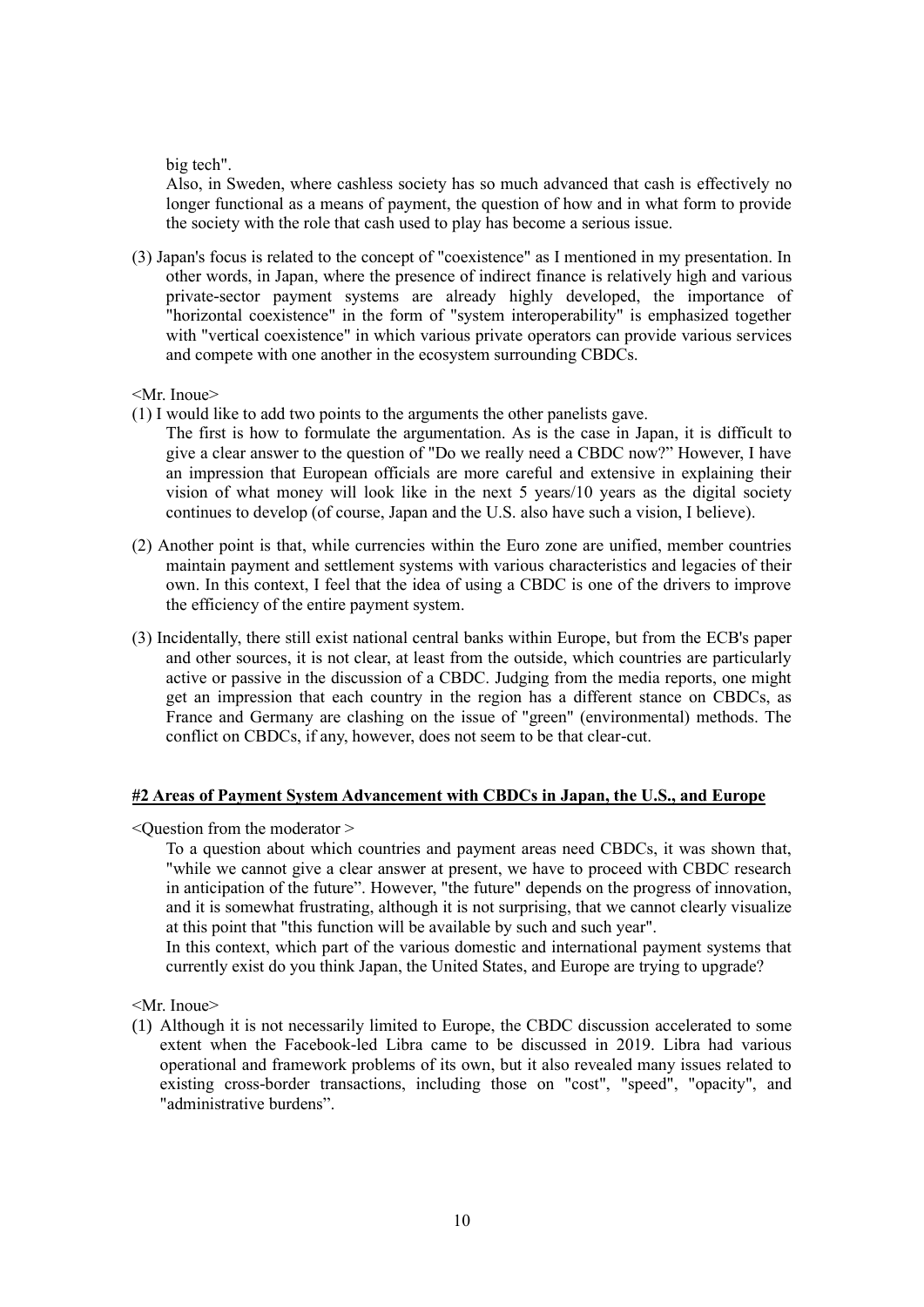big tech".

Also, in Sweden, where cashless society has so much advanced that cash is effectively no longer functional as a means of payment, the question of how and in what form to provide the society with the role that cash used to play has become a serious issue.

(3) Japan's focus is related to the concept of "coexistence" as I mentioned in my presentation. In other words, in Japan, where the presence of indirect finance is relatively high and various private-sector payment systems are already highly developed, the importance of "horizontal coexistence" in the form of "system interoperability" is emphasized together with "vertical coexistence" in which various private operators can provide various services and compete with one another in the ecosystem surrounding CBDCs.

<Mr. Inoue>

(1) I would like to add two points to the arguments the other panelists gave.

The first is how to formulate the argumentation. As is the case in Japan, it is difficult to give a clear answer to the question of "Do we really need a CBDC now?" However, I have an impression that European officials are more careful and extensive in explaining their vision of what money will look like in the next 5 years/10 years as the digital society continues to develop (of course, Japan and the U.S. also have such a vision, I believe).

(2) Another point is that, while currencies within the Euro zone are unified, member countries maintain payment and settlement systems with various characteristics and legacies of their own. In this context, I feel that the idea of using a CBDC is one of the drivers to improve the efficiency of the entire payment system.

(3) Incidentally, there still exist national central banks within Europe, but from the ECB's paper and other sources, it is not clear, at least from the outside, which countries are particularly active or passive in the discussion of a CBDC. Judging from the media reports, one might get an impression that each country in the region has a different stance on CBDCs, as France and Germany are clashing on the issue of "green" (environmental) methods. The conflict on CBDCs, if any, however, does not seem to be that clear-cut.

**#2 Areas of Payment System Advancement with CBDCs in Japan, the U.S., and Europe**

<Question from the moderator >

To a question about which countries and payment areas need CBDCs, it was shown that, "while we cannot give a clear answer at present, we have to proceed with CBDC research in anticipation of the future". However, "the future" depends on the progress of innovation, and it is somewhat frustrating, although it is not surprising, that we cannot clearly visualize at this point that "this function will be available by such and such year".

In this context, which part of the various domestic and international payment systems that currently exist do you think Japan, the United States, and Europe are trying to upgrade?

<Mr. Inoue>

(1) Although it is not necessarily limited to Europe, the CBDC discussion accelerated to some extent when the Facebook-led Libra came to be discussed in 2019. Libra had various operational and framework problems of its own, but it also revealed many issues related to existing cross-border transactions, including those on "cost", "speed", "opacity", and "administrative burdens".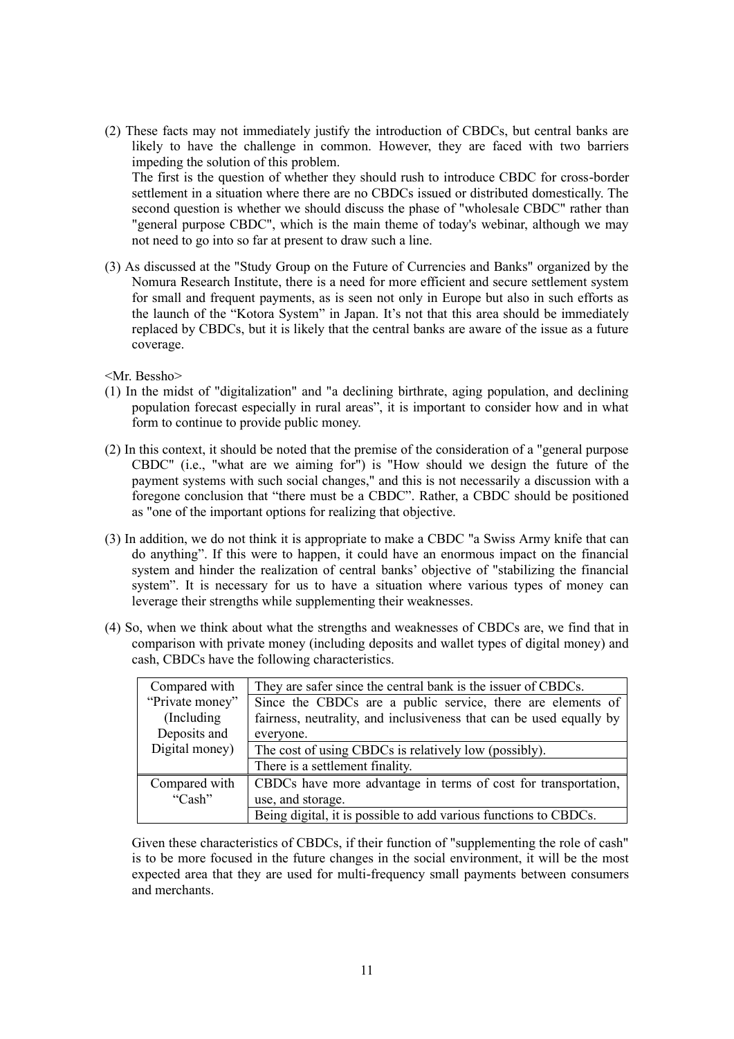(2) These facts may not immediately justify the introduction of CBDCs, but central banks are likely to have the challenge in common. However, they are faced with two barriers impeding the solution of this problem.
The first is the question of whether they should rush to introduce CBDC for cross-border settlement in a situation where there are no CBDCs issued or distributed domestically. The second question is whether we should discuss the phase of "wholesale CBDC" rather than "general purpose CBDC", which is the main theme of today's webinar, although we may not need to go into so far at present to draw such a line.

(3) As discussed at the "Study Group on the Future of Currencies and Banks" organized by the Nomura Research Institute, there is a need for more efficient and secure settlement system for small and frequent payments, as is seen not only in Europe but also in such efforts as the launch of the "Kotora System" in Japan. It's not that this area should be immediately replaced by CBDCs, but it is likely that the central banks are aware of the issue as a future coverage.

<Mr. Bessho>

(1) In the midst of "digitalization" and "a declining birthrate, aging population, and declining population forecast especially in rural areas", it is important to consider how and in what form to continue to provide public money.

(2) In this context, it should be noted that the premise of the consideration of a "general purpose CBDC" (i.e., "what are we aiming for") is "How should we design the future of the payment systems with such social changes," and this is not necessarily a discussion with a foregone conclusion that "there must be a CBDC". Rather, a CBDC should be positioned as "one of the important options for realizing that objective.

(3) In addition, we do not think it is appropriate to make a CBDC "a Swiss Army knife that can do anything". If this were to happen, it could have an enormous impact on the financial system and hinder the realization of central banks' objective of "stabilizing the financial system". It is necessary for us to have a situation where various types of money can leverage their strengths while supplementing their weaknesses.

(4) So, when we think about what the strengths and weaknesses of CBDCs are, we find that in comparison with private money (including deposits and wallet types of digital money) and cash, CBDCs have the following characteristics.

| | |
|---|---|
| Compared with "Private money" (Including Deposits and Digital money) | They are safer since the central bank is the issuer of CBDCs. |
| | Since the CBDCs are a public service, there are elements of fairness, neutrality, and inclusiveness that can be used equally by everyone. |
| | The cost of using CBDCs is relatively low (possibly). |
| | There is a settlement finality. |
| Compared with "Cash" | CBDCs have more advantage in terms of cost for transportation, use, and storage. |
| | Being digital, it is possible to add various functions to CBDCs. |

Given these characteristics of CBDCs, if their function of "supplementing the role of cash" is to be more focused in the future changes in the social environment, it will be the most expected area that they are used for multi-frequency small payments between consumers and merchants.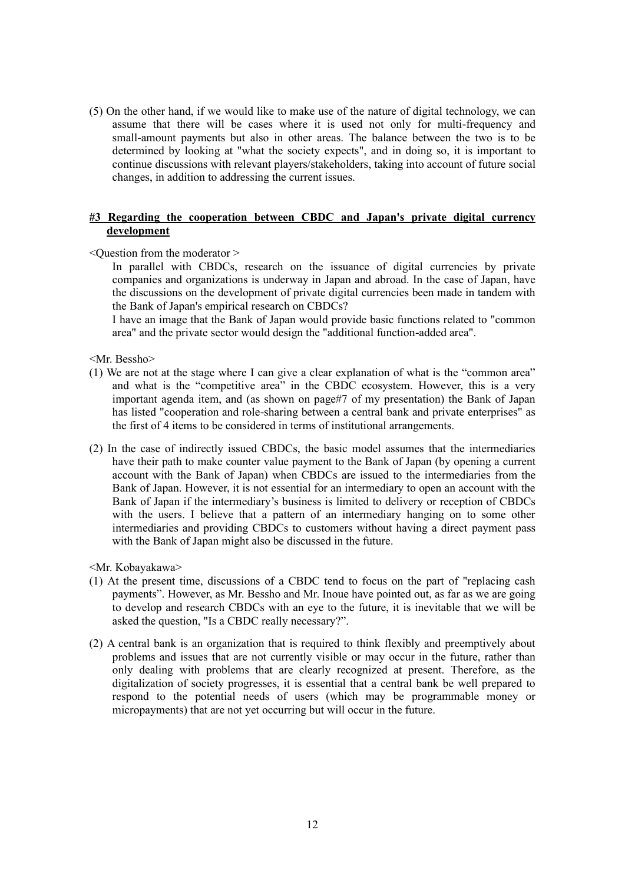(5) On the other hand, if we would like to make use of the nature of digital technology, we can assume that there will be cases where it is used not only for multi-frequency and small-amount payments but also in other areas. The balance between the two is to be determined by looking at "what the society expects", and in doing so, it is important to continue discussions with relevant players/stakeholders, taking into account of future social changes, in addition to addressing the current issues.

**#3 Regarding the cooperation between CBDC and Japan's private digital currency development**

<Question from the moderator >

In parallel with CBDCs, research on the issuance of digital currencies by private companies and organizations is underway in Japan and abroad. In the case of Japan, have the discussions on the development of private digital currencies been made in tandem with the Bank of Japan's empirical research on CBDCs?

I have an image that the Bank of Japan would provide basic functions related to "common area" and the private sector would design the "additional function-added area".

<Mr. Bessho>

(1) We are not at the stage where I can give a clear explanation of what is the "common area" and what is the "competitive area" in the CBDC ecosystem. However, this is a very important agenda item, and (as shown on page#7 of my presentation) the Bank of Japan has listed "cooperation and role-sharing between a central bank and private enterprises" as the first of 4 items to be considered in terms of institutional arrangements.

(2) In the case of indirectly issued CBDCs, the basic model assumes that the intermediaries have their path to make counter value payment to the Bank of Japan (by opening a current account with the Bank of Japan) when CBDCs are issued to the intermediaries from the Bank of Japan. However, it is not essential for an intermediary to open an account with the Bank of Japan if the intermediary's business is limited to delivery or reception of CBDCs with the users. I believe that a pattern of an intermediary hanging on to some other intermediaries and providing CBDCs to customers without having a direct payment pass with the Bank of Japan might also be discussed in the future.

<Mr. Kobayakawa>

(1) At the present time, discussions of a CBDC tend to focus on the part of "replacing cash payments". However, as Mr. Bessho and Mr. Inoue have pointed out, as far as we are going to develop and research CBDCs with an eye to the future, it is inevitable that we will be asked the question, "Is a CBDC really necessary?".

(2) A central bank is an organization that is required to think flexibly and preemptively about problems and issues that are not currently visible or may occur in the future, rather than only dealing with problems that are clearly recognized at present. Therefore, as the digitalization of society progresses, it is essential that a central bank be well prepared to respond to the potential needs of users (which may be programmable money or micropayments) that are not yet occurring but will occur in the future.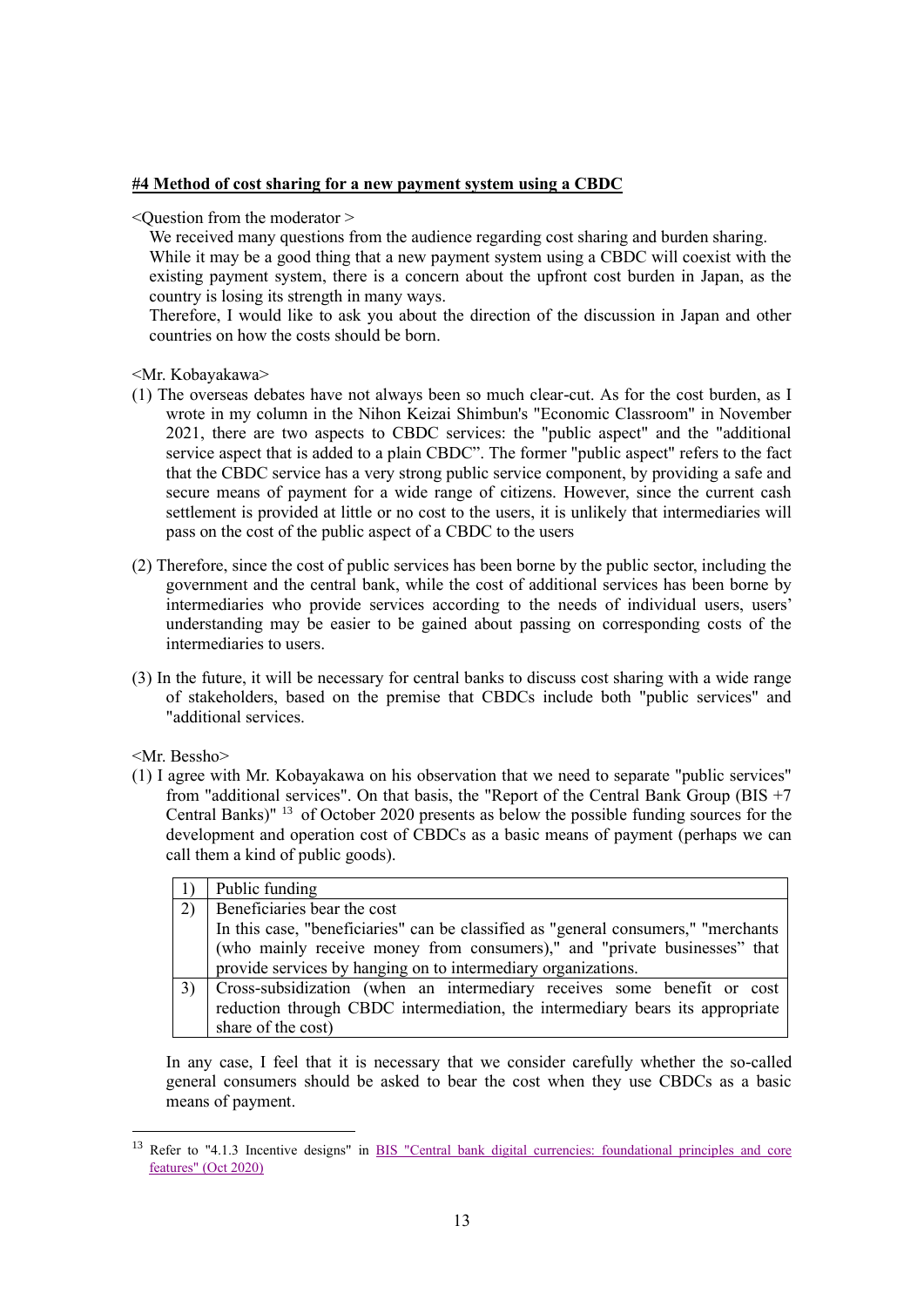**#4 Method of cost sharing for a new payment system using a CBDC**

<Question from the moderator >

We received many questions from the audience regarding cost sharing and burden sharing. While it may be a good thing that a new payment system using a CBDC will coexist with the existing payment system, there is a concern about the upfront cost burden in Japan, as the country is losing its strength in many ways.

Therefore, I would like to ask you about the direction of the discussion in Japan and other countries on how the costs should be born.

<Mr. Kobayakawa>

(1) The overseas debates have not always been so much clear-cut. As for the cost burden, as I wrote in my column in the Nihon Keizai Shimbun's "Economic Classroom" in November 2021, there are two aspects to CBDC services: the "public aspect" and the "additional service aspect that is added to a plain CBDC". The former "public aspect" refers to the fact that the CBDC service has a very strong public service component, by providing a safe and secure means of payment for a wide range of citizens. However, since the current cash settlement is provided at little or no cost to the users, it is unlikely that intermediaries will pass on the cost of the public aspect of a CBDC to the users

(2) Therefore, since the cost of public services has been borne by the public sector, including the government and the central bank, while the cost of additional services has been borne by intermediaries who provide services according to the needs of individual users, users' understanding may be easier to be gained about passing on corresponding costs of the intermediaries to users.

(3) In the future, it will be necessary for central banks to discuss cost sharing with a wide range of stakeholders, based on the premise that CBDCs include both "public services" and "additional services.

<Mr. Bessho>

(1) I agree with Mr. Kobayakawa on his observation that we need to separate "public services" from "additional services". On that basis, the "Report of the Central Bank Group (BIS +7 Central Banks)" [13] of October 2020 presents as below the possible funding sources for the development and operation cost of CBDCs as a basic means of payment (perhaps we can call them a kind of public goods).

| | |
|---|---|
| 1) | Public funding |
| 2) | Beneficiaries bear the cost<br>In this case, "beneficiaries" can be classified as "general consumers," "merchants (who mainly receive money from consumers)," and "private businesses" that provide services by hanging on to intermediary organizations. |
| 3) | Cross-subsidization (when an intermediary receives some benefit or cost reduction through CBDC intermediation, the intermediary bears its appropriate share of the cost) |

In any case, I feel that it is necessary that we consider carefully whether the so-called general consumers should be asked to bear the cost when they use CBDCs as a basic means of payment.

---

[13] Refer to "4.1.3 Incentive designs" in BIS "Central bank digital currencies: foundational principles and core features" (Oct 2020)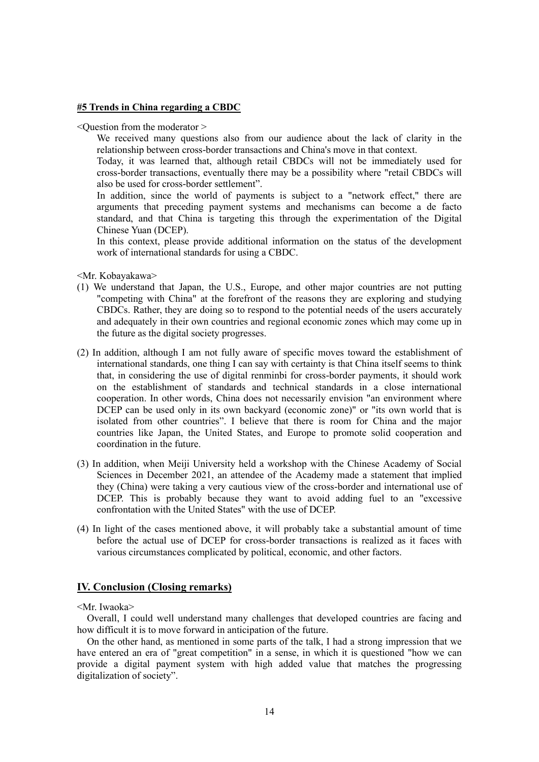**#5 Trends in China regarding a CBDC**

<Question from the moderator >

We received many questions also from our audience about the lack of clarity in the relationship between cross-border transactions and China's move in that context.

Today, it was learned that, although retail CBDCs will not be immediately used for cross-border transactions, eventually there may be a possibility where "retail CBDCs will also be used for cross-border settlement".

In addition, since the world of payments is subject to a "network effect," there are arguments that preceding payment systems and mechanisms can become a de facto standard, and that China is targeting this through the experimentation of the Digital Chinese Yuan (DCEP).

In this context, please provide additional information on the status of the development work of international standards for using a CBDC.

<Mr. Kobayakawa>

(1) We understand that Japan, the U.S., Europe, and other major countries are not putting "competing with China" at the forefront of the reasons they are exploring and studying CBDCs. Rather, they are doing so to respond to the potential needs of the users accurately and adequately in their own countries and regional economic zones which may come up in the future as the digital society progresses.

(2) In addition, although I am not fully aware of specific moves toward the establishment of international standards, one thing I can say with certainty is that China itself seems to think that, in considering the use of digital renminbi for cross-border payments, it should work on the establishment of standards and technical standards in a close international cooperation. In other words, China does not necessarily envision "an environment where DCEP can be used only in its own backyard (economic zone)" or "its own world that is isolated from other countries". I believe that there is room for China and the major countries like Japan, the United States, and Europe to promote solid cooperation and coordination in the future.

(3) In addition, when Meiji University held a workshop with the Chinese Academy of Social Sciences in December 2021, an attendee of the Academy made a statement that implied they (China) were taking a very cautious view of the cross-border and international use of DCEP. This is probably because they want to avoid adding fuel to an "excessive confrontation with the United States" with the use of DCEP.

(4) In light of the cases mentioned above, it will probably take a substantial amount of time before the actual use of DCEP for cross-border transactions is realized as it faces with various circumstances complicated by political, economic, and other factors.

## IV. Conclusion (Closing remarks)

<Mr. Iwaoka>

Overall, I could well understand many challenges that developed countries are facing and how difficult it is to move forward in anticipation of the future.

On the other hand, as mentioned in some parts of the talk, I had a strong impression that we have entered an era of "great competition" in a sense, in which it is questioned "how we can provide a digital payment system with high added value that matches the progressing digitalization of society".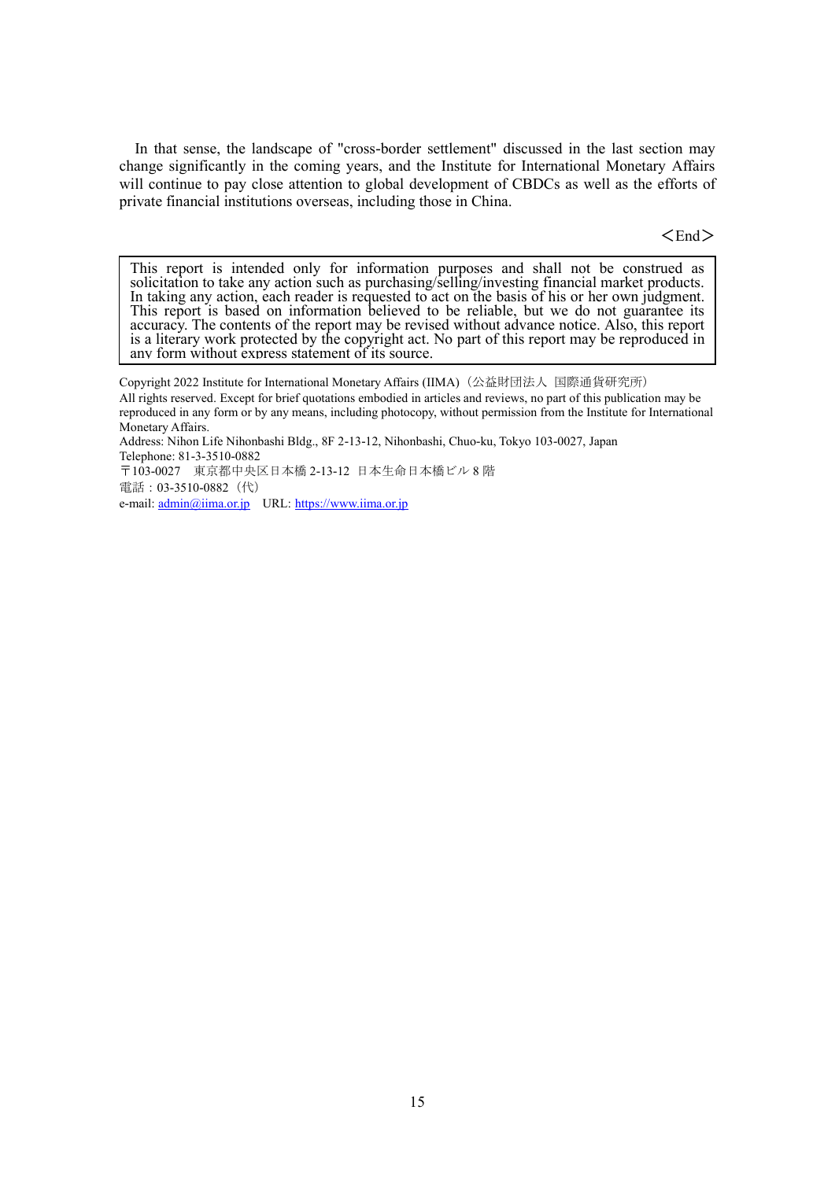In that sense, the landscape of "cross-border settlement" discussed in the last section may change significantly in the coming years, and the Institute for International Monetary Affairs will continue to pay close attention to global development of CBDCs as well as the efforts of private financial institutions overseas, including those in China.

＜End＞

| |
|---|
| This report is intended only for information purposes and shall not be construed as solicitation to take any action such as purchasing/selling/investing financial market products. In taking any action, each reader is requested to act on the basis of his or her own judgment. This report is based on information believed to be reliable, but we do not guarantee its accuracy. The contents of the report may be revised without advance notice. Also, this report is a literary work protected by the copyright act. No part of this report may be reproduced in any form without express statement of its source. |

Copyright 2022 Institute for International Monetary Affairs (IIMA)（公益財団法人 国際通貨研究所）

All rights reserved. Except for brief quotations embodied in articles and reviews, no part of this publication may be reproduced in any form or by any means, including photocopy, without permission from the Institute for International Monetary Affairs.

Address: Nihon Life Nihonbashi Bldg., 8F 2-13-12, Nihonbashi, Chuo-ku, Tokyo 103-0027, Japan

Telephone: 81-3-3510-0882

〒103-0027　東京都中央区日本橋 2-13-12　日本生命日本橋ビル 8 階

電話：03-3510-0882（代）

e-mail: admin@iima.or.jp　URL: https://www.iima.or.jp